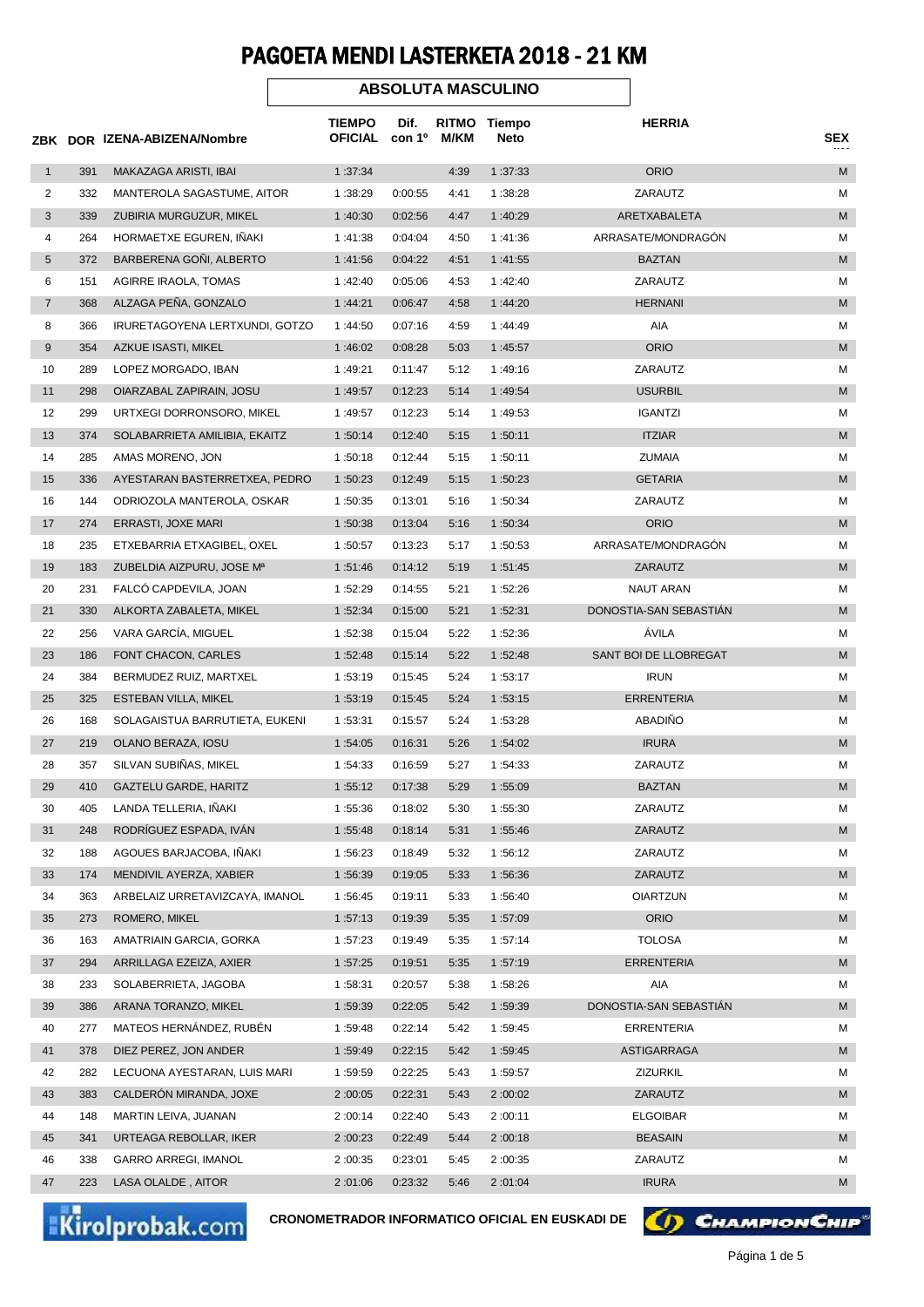# PAGOETA MENDI LASTERKETA 2018 - 21 KM

## ABSOLUTA MASCULINO

| ZBK | DOR | IZENA-ABIZENA/Nombre | TIEMPO OFICIAL | Dif. con 1º | RITMO M/KM | Tiempo Neto | HERRIA | SEX |
|---|---|---|---|---|---|---|---|---|
| 1 | 391 | MAKAZAGA ARISTI, IBAI | 1 :37:34 | | 4:39 | 1 :37:33 | ORIO | M |
| 2 | 332 | MANTEROLA SAGASTUME, AITOR | 1 :38:29 | 0:00:55 | 4:41 | 1 :38:28 | ZARAUTZ | M |
| 3 | 339 | ZUBIRIA MURGUZUR, MIKEL | 1 :40:30 | 0:02:56 | 4:47 | 1 :40:29 | ARETXABALETA | M |
| 4 | 264 | HORMAETXE EGUREN, IÑAKI | 1 :41:38 | 0:04:04 | 4:50 | 1 :41:36 | ARRASATE/MONDRAGÓN | M |
| 5 | 372 | BARBERENA GOÑI, ALBERTO | 1 :41:56 | 0:04:22 | 4:51 | 1 :41:55 | BAZTAN | M |
| 6 | 151 | AGIRRE IRAOLA, TOMAS | 1 :42:40 | 0:05:06 | 4:53 | 1 :42:40 | ZARAUTZ | M |
| 7 | 368 | ALZAGA PEÑA, GONZALO | 1 :44:21 | 0:06:47 | 4:58 | 1 :44:20 | HERNANI | M |
| 8 | 366 | IRURETAGOYENA LERTXUNDI, GOTZO | 1 :44:50 | 0:07:16 | 4:59 | 1 :44:49 | AIA | M |
| 9 | 354 | AZKUE ISASTI, MIKEL | 1 :46:02 | 0:08:28 | 5:03 | 1 :45:57 | ORIO | M |
| 10 | 289 | LOPEZ MORGADO, IBAN | 1 :49:21 | 0:11:47 | 5:12 | 1 :49:16 | ZARAUTZ | M |
| 11 | 298 | OIARZABAL ZAPIRAIN, JOSU | 1 :49:57 | 0:12:23 | 5:14 | 1 :49:54 | USURBIL | M |
| 12 | 299 | URTXEGI DORRONSORO, MIKEL | 1 :49:57 | 0:12:23 | 5:14 | 1 :49:53 | IGANTZI | M |
| 13 | 374 | SOLABARRIETA AMILIBIA, EKAITZ | 1 :50:14 | 0:12:40 | 5:15 | 1 :50:11 | ITZIAR | M |
| 14 | 285 | AMAS MORENO, JON | 1 :50:18 | 0:12:44 | 5:15 | 1 :50:11 | ZUMAIA | M |
| 15 | 336 | AYESTARAN BASTERRETXEA, PEDRO | 1 :50:23 | 0:12:49 | 5:15 | 1 :50:23 | GETARIA | M |
| 16 | 144 | ODRIOZOLA MANTEROLA, OSKAR | 1 :50:35 | 0:13:01 | 5:16 | 1 :50:34 | ZARAUTZ | M |
| 17 | 274 | ERRASTI, JOXE MARI | 1 :50:38 | 0:13:04 | 5:16 | 1 :50:34 | ORIO | M |
| 18 | 235 | ETXEBARRIA ETXAGIBEL, OXEL | 1 :50:57 | 0:13:23 | 5:17 | 1 :50:53 | ARRASATE/MONDRAGÓN | M |
| 19 | 183 | ZUBELDIA AIZPURU, JOSE Mª | 1 :51:46 | 0:14:12 | 5:19 | 1 :51:45 | ZARAUTZ | M |
| 20 | 231 | FALCÓ CAPDEVILA, JOAN | 1 :52:29 | 0:14:55 | 5:21 | 1 :52:26 | NAUT ARAN | M |
| 21 | 330 | ALKORTA ZABALETA, MIKEL | 1 :52:34 | 0:15:00 | 5:21 | 1 :52:31 | DONOSTIA-SAN SEBASTIÁN | M |
| 22 | 256 | VARA GARCÍA, MIGUEL | 1 :52:38 | 0:15:04 | 5:22 | 1 :52:36 | ÁVILA | M |
| 23 | 186 | FONT CHACON, CARLES | 1 :52:48 | 0:15:14 | 5:22 | 1 :52:48 | SANT BOI DE LLOBREGAT | M |
| 24 | 384 | BERMUDEZ RUIZ, MARTXEL | 1 :53:19 | 0:15:45 | 5:24 | 1 :53:17 | IRUN | M |
| 25 | 325 | ESTEBAN VILLA, MIKEL | 1 :53:19 | 0:15:45 | 5:24 | 1 :53:15 | ERRENTERIA | M |
| 26 | 168 | SOLAGAISTUA BARRUTIETA, EUKENI | 1 :53:31 | 0:15:57 | 5:24 | 1 :53:28 | ABADIÑO | M |
| 27 | 219 | OLANO BERAZA, IOSU | 1 :54:05 | 0:16:31 | 5:26 | 1 :54:02 | IRURA | M |
| 28 | 357 | SILVAN SUBIÑAS, MIKEL | 1 :54:33 | 0:16:59 | 5:27 | 1 :54:33 | ZARAUTZ | M |
| 29 | 410 | GAZTELU GARDE, HARITZ | 1 :55:12 | 0:17:38 | 5:29 | 1 :55:09 | BAZTAN | M |
| 30 | 405 | LANDA TELLERIA, IÑAKI | 1 :55:36 | 0:18:02 | 5:30 | 1 :55:30 | ZARAUTZ | M |
| 31 | 248 | RODRÍGUEZ ESPADA, IVÁN | 1 :55:48 | 0:18:14 | 5:31 | 1 :55:46 | ZARAUTZ | M |
| 32 | 188 | AGOUES BARJACOBA, IÑAKI | 1 :56:23 | 0:18:49 | 5:32 | 1 :56:12 | ZARAUTZ | M |
| 33 | 174 | MENDIVIL AYERZA, XABIER | 1 :56:39 | 0:19:05 | 5:33 | 1 :56:36 | ZARAUTZ | M |
| 34 | 363 | ARBELAIZ URRETAVIZCAYA, IMANOL | 1 :56:45 | 0:19:11 | 5:33 | 1 :56:40 | OIARTZUN | M |
| 35 | 273 | ROMERO, MIKEL | 1 :57:13 | 0:19:39 | 5:35 | 1 :57:09 | ORIO | M |
| 36 | 163 | AMATRIAIN GARCIA, GORKA | 1 :57:23 | 0:19:49 | 5:35 | 1 :57:14 | TOLOSA | M |
| 37 | 294 | ARRILLAGA EZEIZA, AXIER | 1 :57:25 | 0:19:51 | 5:35 | 1 :57:19 | ERRENTERIA | M |
| 38 | 233 | SOLABERRIETA, JAGOBA | 1 :58:31 | 0:20:57 | 5:38 | 1 :58:26 | AIA | M |
| 39 | 386 | ARANA TORANZO, MIKEL | 1 :59:39 | 0:22:05 | 5:42 | 1 :59:39 | DONOSTIA-SAN SEBASTIÁN | M |
| 40 | 277 | MATEOS HERNÁNDEZ, RUBÉN | 1 :59:48 | 0:22:14 | 5:42 | 1 :59:45 | ERRENTERIA | M |
| 41 | 378 | DIEZ PEREZ, JON ANDER | 1 :59:49 | 0:22:15 | 5:42 | 1 :59:45 | ASTIGARRAGA | M |
| 42 | 282 | LECUONA AYESTARAN, LUIS MARI | 1 :59:59 | 0:22:25 | 5:43 | 1 :59:57 | ZIZURKIL | M |
| 43 | 383 | CALDERÓN MIRANDA, JOXE | 2 :00:05 | 0:22:31 | 5:43 | 2 :00:02 | ZARAUTZ | M |
| 44 | 148 | MARTIN LEIVA, JUANAN | 2 :00:14 | 0:22:40 | 5:43 | 2 :00:11 | ELGOIBAR | M |
| 45 | 341 | URTEAGA REBOLLAR, IKER | 2 :00:23 | 0:22:49 | 5:44 | 2 :00:18 | BEASAIN | M |
| 46 | 338 | GARRO ARREGI, IMANOL | 2 :00:35 | 0:23:01 | 5:45 | 2 :00:35 | ZARAUTZ | M |
| 47 | 223 | LASA OLALDE , AITOR | 2 :01:06 | 0:23:32 | 5:46 | 2 :01:04 | IRURA | M |

Kirolprobak.com — CRONOMETRADOR INFORMATICO OFICIAL EN EUSKADI DE ChampionChip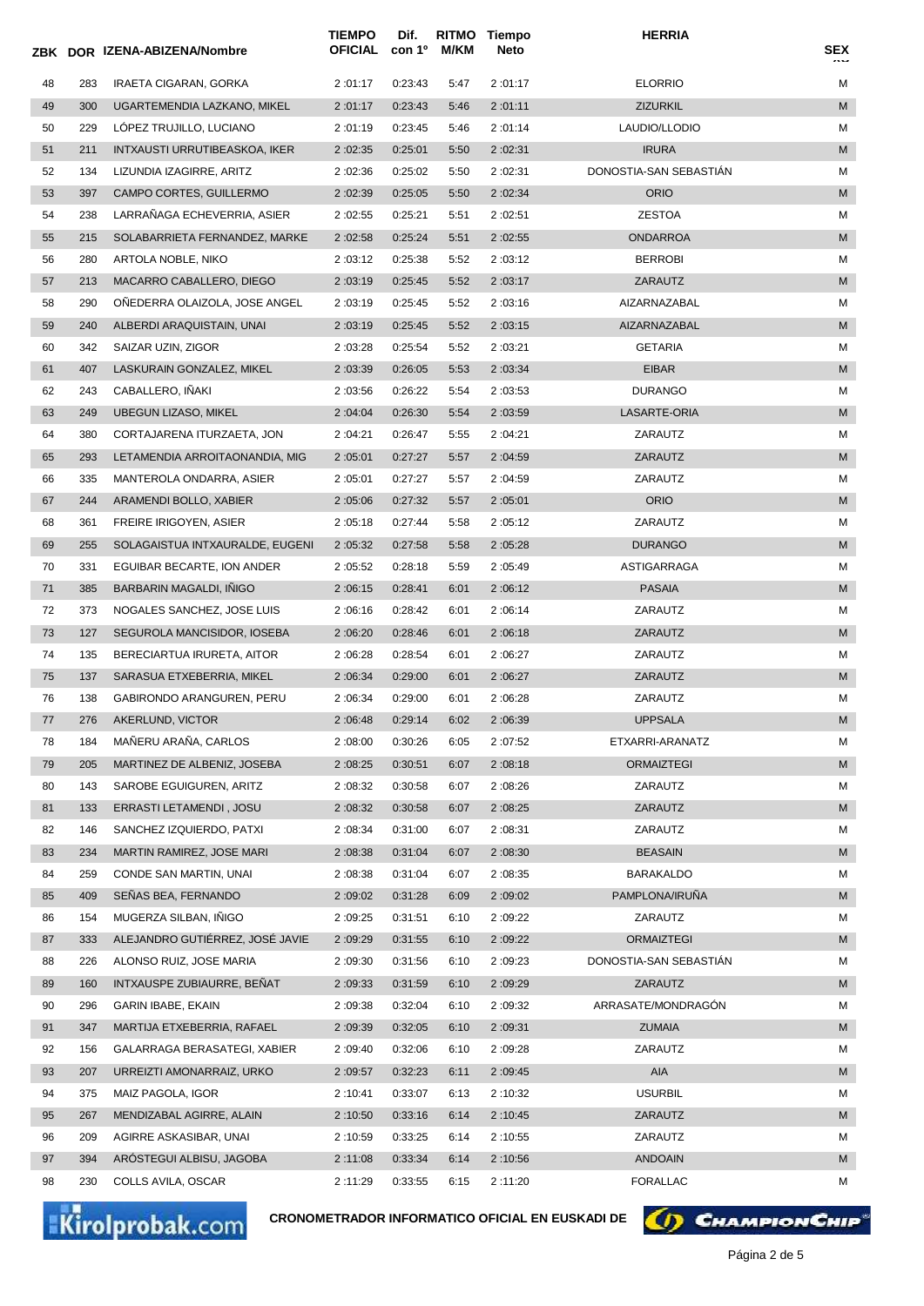| ZBK | DOR | IZENA-ABIZENA/Nombre | TIEMPO OFICIAL | Dif. con 1º | RITMO M/KM | Tiempo Neto | HERRIA | SEX |
|---|---|---|---|---|---|---|---|---|
| 48 | 283 | IRAETA CIGARAN, GORKA | 2 :01:17 | 0:23:43 | 5:47 | 2 :01:17 | ELORRIO | M |
| 49 | 300 | UGARTEMENDIA LAZKANO, MIKEL | 2 :01:17 | 0:23:43 | 5:46 | 2 :01:11 | ZIZURKIL | M |
| 50 | 229 | LÓPEZ TRUJILLO, LUCIANO | 2 :01:19 | 0:23:45 | 5:46 | 2 :01:14 | LAUDIO/LLODIO | M |
| 51 | 211 | INTXAUSTI URRUTIBEASKOA, IKER | 2 :02:35 | 0:25:01 | 5:50 | 2 :02:31 | IRURA | M |
| 52 | 134 | LIZUNDIA IZAGIRRE, ARITZ | 2 :02:36 | 0:25:02 | 5:50 | 2 :02:31 | DONOSTIA-SAN SEBASTIÁN | M |
| 53 | 397 | CAMPO CORTES, GUILLERMO | 2 :02:39 | 0:25:05 | 5:50 | 2 :02:34 | ORIO | M |
| 54 | 238 | LARRAÑAGA ECHEVERRIA, ASIER | 2 :02:55 | 0:25:21 | 5:51 | 2 :02:51 | ZESTOA | M |
| 55 | 215 | SOLABARRIETA FERNANDEZ, MARKE | 2 :02:58 | 0:25:24 | 5:51 | 2 :02:55 | ONDARROA | M |
| 56 | 280 | ARTOLA NOBLE, NIKO | 2 :03:12 | 0:25:38 | 5:52 | 2 :03:12 | BERROBI | M |
| 57 | 213 | MACARRO CABALLERO, DIEGO | 2 :03:19 | 0:25:45 | 5:52 | 2 :03:17 | ZARAUTZ | M |
| 58 | 290 | OÑEDERRA OLAIZOLA, JOSE ANGEL | 2 :03:19 | 0:25:45 | 5:52 | 2 :03:16 | AIZARNAZABAL | M |
| 59 | 240 | ALBERDI ARAQUISTAIN, UNAI | 2 :03:19 | 0:25:45 | 5:52 | 2 :03:15 | AIZARNAZABAL | M |
| 60 | 342 | SAIZAR UZIN, ZIGOR | 2 :03:28 | 0:25:54 | 5:52 | 2 :03:21 | GETARIA | M |
| 61 | 407 | LASKURAIN GONZALEZ, MIKEL | 2 :03:39 | 0:26:05 | 5:53 | 2 :03:34 | EIBAR | M |
| 62 | 243 | CABALLERO, IÑAKI | 2 :03:56 | 0:26:22 | 5:54 | 2 :03:53 | DURANGO | M |
| 63 | 249 | UBEGUN LIZASO, MIKEL | 2 :04:04 | 0:26:30 | 5:54 | 2 :03:59 | LASARTE-ORIA | M |
| 64 | 380 | CORTAJARENA ITURZAETA, JON | 2 :04:21 | 0:26:47 | 5:55 | 2 :04:21 | ZARAUTZ | M |
| 65 | 293 | LETAMENDIA ARROITAONANDIA, MIG | 2 :05:01 | 0:27:27 | 5:57 | 2 :04:59 | ZARAUTZ | M |
| 66 | 335 | MANTEROLA ONDARRA, ASIER | 2 :05:01 | 0:27:27 | 5:57 | 2 :04:59 | ZARAUTZ | M |
| 67 | 244 | ARAMENDI BOLLO, XABIER | 2 :05:06 | 0:27:32 | 5:57 | 2 :05:01 | ORIO | M |
| 68 | 361 | FREIRE IRIGOYEN, ASIER | 2 :05:18 | 0:27:44 | 5:58 | 2 :05:12 | ZARAUTZ | M |
| 69 | 255 | SOLAGAISTUA INTXAURALDE, EUGENI | 2 :05:32 | 0:27:58 | 5:58 | 2 :05:28 | DURANGO | M |
| 70 | 331 | EGUIBAR BECARTE, ION ANDER | 2 :05:52 | 0:28:18 | 5:59 | 2 :05:49 | ASTIGARRAGA | M |
| 71 | 385 | BARBARIN MAGALDI, IÑIGO | 2 :06:15 | 0:28:41 | 6:01 | 2 :06:12 | PASAIA | M |
| 72 | 373 | NOGALES SANCHEZ, JOSE LUIS | 2 :06:16 | 0:28:42 | 6:01 | 2 :06:14 | ZARAUTZ | M |
| 73 | 127 | SEGUROLA MANCISIDOR, IOSEBA | 2 :06:20 | 0:28:46 | 6:01 | 2 :06:18 | ZARAUTZ | M |
| 74 | 135 | BERECIARTUA IRURETA, AITOR | 2 :06:28 | 0:28:54 | 6:01 | 2 :06:27 | ZARAUTZ | M |
| 75 | 137 | SARASUA ETXEBERRIA, MIKEL | 2 :06:34 | 0:29:00 | 6:01 | 2 :06:27 | ZARAUTZ | M |
| 76 | 138 | GABIRONDO ARANGUREN, PERU | 2 :06:34 | 0:29:00 | 6:01 | 2 :06:28 | ZARAUTZ | M |
| 77 | 276 | AKERLUND, VICTOR | 2 :06:48 | 0:29:14 | 6:02 | 2 :06:39 | UPPSALA | M |
| 78 | 184 | MAÑERU ARAÑA, CARLOS | 2 :08:00 | 0:30:26 | 6:05 | 2 :07:52 | ETXARRI-ARANATZ | M |
| 79 | 205 | MARTINEZ DE ALBENIZ, JOSEBA | 2 :08:25 | 0:30:51 | 6:07 | 2 :08:18 | ORMAIZTEGI | M |
| 80 | 143 | SAROBE EGUIGUREN, ARITZ | 2 :08:32 | 0:30:58 | 6:07 | 2 :08:26 | ZARAUTZ | M |
| 81 | 133 | ERRASTI LETAMENDI , JOSU | 2 :08:32 | 0:30:58 | 6:07 | 2 :08:25 | ZARAUTZ | M |
| 82 | 146 | SANCHEZ IZQUIERDO, PATXI | 2 :08:34 | 0:31:00 | 6:07 | 2 :08:31 | ZARAUTZ | M |
| 83 | 234 | MARTIN RAMIREZ, JOSE MARI | 2 :08:38 | 0:31:04 | 6:07 | 2 :08:30 | BEASAIN | M |
| 84 | 259 | CONDE SAN MARTIN, UNAI | 2 :08:38 | 0:31:04 | 6:07 | 2 :08:35 | BARAKALDO | M |
| 85 | 409 | SEÑAS BEA, FERNANDO | 2 :09:02 | 0:31:28 | 6:09 | 2 :09:02 | PAMPLONA/IRUÑA | M |
| 86 | 154 | MUGERZA SILBAN, IÑIGO | 2 :09:25 | 0:31:51 | 6:10 | 2 :09:22 | ZARAUTZ | M |
| 87 | 333 | ALEJANDRO GUTIÉRREZ, JOSÉ JAVIE | 2 :09:29 | 0:31:55 | 6:10 | 2 :09:22 | ORMAIZTEGI | M |
| 88 | 226 | ALONSO RUIZ, JOSE MARIA | 2 :09:30 | 0:31:56 | 6:10 | 2 :09:23 | DONOSTIA-SAN SEBASTIÁN | M |
| 89 | 160 | INTXAUSPE ZUBIAURRE, BEÑAT | 2 :09:33 | 0:31:59 | 6:10 | 2 :09:29 | ZARAUTZ | M |
| 90 | 296 | GARIN IBABE, EKAIN | 2 :09:38 | 0:32:04 | 6:10 | 2 :09:32 | ARRASATE/MONDRAGÓN | M |
| 91 | 347 | MARTIJA ETXEBERRIA, RAFAEL | 2 :09:39 | 0:32:05 | 6:10 | 2 :09:31 | ZUMAIA | M |
| 92 | 156 | GALARRAGA BERASATEGI, XABIER | 2 :09:40 | 0:32:06 | 6:10 | 2 :09:28 | ZARAUTZ | M |
| 93 | 207 | URREIZTI AMONARRAIZ, URKO | 2 :09:57 | 0:32:23 | 6:11 | 2 :09:45 | AIA | M |
| 94 | 375 | MAIZ PAGOLA, IGOR | 2 :10:41 | 0:33:07 | 6:13 | 2 :10:32 | USURBIL | M |
| 95 | 267 | MENDIZABAL AGIRRE, ALAIN | 2 :10:50 | 0:33:16 | 6:14 | 2 :10:45 | ZARAUTZ | M |
| 96 | 209 | AGIRRE ASKASIBAR, UNAI | 2 :10:59 | 0:33:25 | 6:14 | 2 :10:55 | ZARAUTZ | M |
| 97 | 394 | ARÓSTEGUI ALBISU, JAGOBA | 2 :11:08 | 0:33:34 | 6:14 | 2 :10:56 | ANDOAIN | M |
| 98 | 230 | COLLS AVILA, OSCAR | 2 :11:29 | 0:33:55 | 6:15 | 2 :11:20 | FORALLAC | M |

Kirolprobak.com — CRONOMETRADOR INFORMATICO OFICIAL EN EUSKADI DE ChampionChip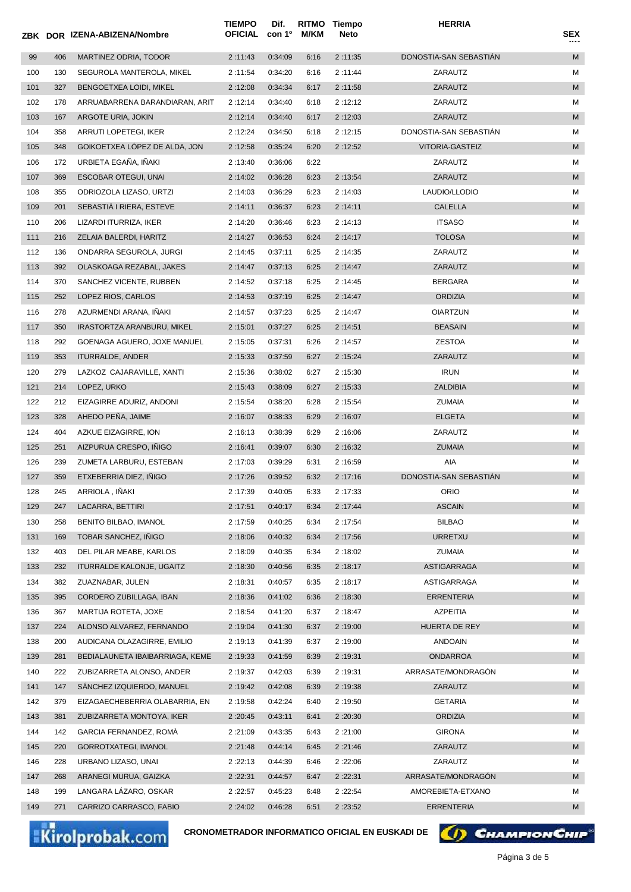| ZBK | DOR | IZENA-ABIZENA/Nombre | TIEMPO OFICIAL | Dif. con 1º | RITMO M/KM | Tiempo Neto | HERRIA | SEX |
|---|---|---|---|---|---|---|---|---|
| 99 | 406 | MARTINEZ ODRIA, TODOR | 2 :11:43 | 0:34:09 | 6:16 | 2 :11:35 | DONOSTIA-SAN SEBASTIÁN | M |
| 100 | 130 | SEGUROLA MANTEROLA, MIKEL | 2 :11:54 | 0:34:20 | 6:16 | 2 :11:44 | ZARAUTZ | M |
| 101 | 327 | BENGOETXEA LOIDI, MIKEL | 2 :12:08 | 0:34:34 | 6:17 | 2 :11:58 | ZARAUTZ | M |
| 102 | 178 | ARRUABARRENA BARANDIARAN, ARIT | 2 :12:14 | 0:34:40 | 6:18 | 2 :12:12 | ZARAUTZ | M |
| 103 | 167 | ARGOTE URIA, JOKIN | 2 :12:14 | 0:34:40 | 6:17 | 2 :12:03 | ZARAUTZ | M |
| 104 | 358 | ARRUTI LOPETEGI, IKER | 2 :12:24 | 0:34:50 | 6:18 | 2 :12:15 | DONOSTIA-SAN SEBASTIÁN | M |
| 105 | 348 | GOIKOETXEA LÓPEZ DE ALDA, JON | 2 :12:58 | 0:35:24 | 6:20 | 2 :12:52 | VITORIA-GASTEIZ | M |
| 106 | 172 | URBIETA EGAÑA, IÑAKI | 2 :13:40 | 0:36:06 | 6:22 | | ZARAUTZ | M |
| 107 | 369 | ESCOBAR OTEGUI, UNAI | 2 :14:02 | 0:36:28 | 6:23 | 2 :13:54 | ZARAUTZ | M |
| 108 | 355 | ODRIOZOLA LIZASO, URTZI | 2 :14:03 | 0:36:29 | 6:23 | 2 :14:03 | LAUDIO/LLODIO | M |
| 109 | 201 | SEBASTIÀ I RIERA, ESTEVE | 2 :14:11 | 0:36:37 | 6:23 | 2 :14:11 | CALELLA | M |
| 110 | 206 | LIZARDI ITURRIZA, IKER | 2 :14:20 | 0:36:46 | 6:23 | 2 :14:13 | ITSASO | M |
| 111 | 216 | ZELAIA BALERDI, HARITZ | 2 :14:27 | 0:36:53 | 6:24 | 2 :14:17 | TOLOSA | M |
| 112 | 136 | ONDARRA SEGUROLA, JURGI | 2 :14:45 | 0:37:11 | 6:25 | 2 :14:35 | ZARAUTZ | M |
| 113 | 392 | OLASKOAGA REZABAL, JAKES | 2 :14:47 | 0:37:13 | 6:25 | 2 :14:47 | ZARAUTZ | M |
| 114 | 370 | SANCHEZ VICENTE, RUBBEN | 2 :14:52 | 0:37:18 | 6:25 | 2 :14:45 | BERGARA | M |
| 115 | 252 | LOPEZ RIOS, CARLOS | 2 :14:53 | 0:37:19 | 6:25 | 2 :14:47 | ORDIZIA | M |
| 116 | 278 | AZURMENDI ARANA, IÑAKI | 2 :14:57 | 0:37:23 | 6:25 | 2 :14:47 | OIARTZUN | M |
| 117 | 350 | IRASTORTZA ARANBURU, MIKEL | 2 :15:01 | 0:37:27 | 6:25 | 2 :14:51 | BEASAIN | M |
| 118 | 292 | GOENAGA AGUERO, JOXE MANUEL | 2 :15:05 | 0:37:31 | 6:26 | 2 :14:57 | ZESTOA | M |
| 119 | 353 | ITURRALDE, ANDER | 2 :15:33 | 0:37:59 | 6:27 | 2 :15:24 | ZARAUTZ | M |
| 120 | 279 | LAZKOZ CAJARAVILLE, XANTI | 2 :15:36 | 0:38:02 | 6:27 | 2 :15:30 | IRUN | M |
| 121 | 214 | LOPEZ, URKO | 2 :15:43 | 0:38:09 | 6:27 | 2 :15:33 | ZALDIBIA | M |
| 122 | 212 | EIZAGIRRE ADURIZ, ANDONI | 2 :15:54 | 0:38:20 | 6:28 | 2 :15:54 | ZUMAIA | M |
| 123 | 328 | AHEDO PEÑA, JAIME | 2 :16:07 | 0:38:33 | 6:29 | 2 :16:07 | ELGETA | M |
| 124 | 404 | AZKUE EIZAGIRRE, ION | 2 :16:13 | 0:38:39 | 6:29 | 2 :16:06 | ZARAUTZ | M |
| 125 | 251 | AIZPURUA CRESPO, IÑIGO | 2 :16:41 | 0:39:07 | 6:30 | 2 :16:32 | ZUMAIA | M |
| 126 | 239 | ZUMETA LARBURU, ESTEBAN | 2 :17:03 | 0:39:29 | 6:31 | 2 :16:59 | AIA | M |
| 127 | 359 | ETXEBERRIA DIEZ, IÑIGO | 2 :17:26 | 0:39:52 | 6:32 | 2 :17:16 | DONOSTIA-SAN SEBASTIÁN | M |
| 128 | 245 | ARRIOLA , IÑAKI | 2 :17:39 | 0:40:05 | 6:33 | 2 :17:33 | ORIO | M |
| 129 | 247 | LACARRA, BETTIRI | 2 :17:51 | 0:40:17 | 6:34 | 2 :17:44 | ASCAIN | M |
| 130 | 258 | BENITO BILBAO, IMANOL | 2 :17:59 | 0:40:25 | 6:34 | 2 :17:54 | BILBAO | M |
| 131 | 169 | TOBAR SANCHEZ, IÑIGO | 2 :18:06 | 0:40:32 | 6:34 | 2 :17:56 | URRETXU | M |
| 132 | 403 | DEL PILAR MEABE, KARLOS | 2 :18:09 | 0:40:35 | 6:34 | 2 :18:02 | ZUMAIA | M |
| 133 | 232 | ITURRALDE KALONJE, UGAITZ | 2 :18:30 | 0:40:56 | 6:35 | 2 :18:17 | ASTIGARRAGA | M |
| 134 | 382 | ZUAZNABAR, JULEN | 2 :18:31 | 0:40:57 | 6:35 | 2 :18:17 | ASTIGARRAGA | M |
| 135 | 395 | CORDERO ZUBILLAGA, IBAN | 2 :18:36 | 0:41:02 | 6:36 | 2 :18:30 | ERRENTERIA | M |
| 136 | 367 | MARTIJA ROTETA, JOXE | 2 :18:54 | 0:41:20 | 6:37 | 2 :18:47 | AZPEITIA | M |
| 137 | 224 | ALONSO ALVAREZ, FERNANDO | 2 :19:04 | 0:41:30 | 6:37 | 2 :19:00 | HUERTA DE REY | M |
| 138 | 200 | AUDICANA OLAZAGIRRE, EMILIO | 2 :19:13 | 0:41:39 | 6:37 | 2 :19:00 | ANDOAIN | M |
| 139 | 281 | BEDIALAUNETA IBAIBARRIAGA, KEME | 2 :19:33 | 0:41:59 | 6:39 | 2 :19:31 | ONDARROA | M |
| 140 | 222 | ZUBIZARRETA ALONSO, ANDER | 2 :19:37 | 0:42:03 | 6:39 | 2 :19:31 | ARRASATE/MONDRAGÓN | M |
| 141 | 147 | SÁNCHEZ IZQUIERDO, MANUEL | 2 :19:42 | 0:42:08 | 6:39 | 2 :19:38 | ZARAUTZ | M |
| 142 | 379 | EIZAGAECHEBERRIA OLABARRIA, EN | 2 :19:58 | 0:42:24 | 6:40 | 2 :19:50 | GETARIA | M |
| 143 | 381 | ZUBIZARRETA MONTOYA, IKER | 2 :20:45 | 0:43:11 | 6:41 | 2 :20:30 | ORDIZIA | M |
| 144 | 142 | GARCIA FERNANDEZ, ROMÀ | 2 :21:09 | 0:43:35 | 6:43 | 2 :21:00 | GIRONA | M |
| 145 | 220 | GORROTXATEGI, IMANOL | 2 :21:48 | 0:44:14 | 6:45 | 2 :21:46 | ZARAUTZ | M |
| 146 | 228 | URBANO LIZASO, UNAI | 2 :22:13 | 0:44:39 | 6:46 | 2 :22:06 | ZARAUTZ | M |
| 147 | 268 | ARANEGI MURUA, GAIZKA | 2 :22:31 | 0:44:57 | 6:47 | 2 :22:31 | ARRASATE/MONDRAGÓN | M |
| 148 | 199 | LANGARA LÁZARO, OSKAR | 2 :22:57 | 0:45:23 | 6:48 | 2 :22:54 | AMOREBIETA-ETXANO | M |
| 149 | 271 | CARRIZO CARRASCO, FABIO | 2 :24:02 | 0:46:28 | 6:51 | 2 :23:52 | ERRENTERIA | M |

Kirolprobak.com — CRONOMETRADOR INFORMATICO OFICIAL EN EUSKADI DE CHAMPIONCHIP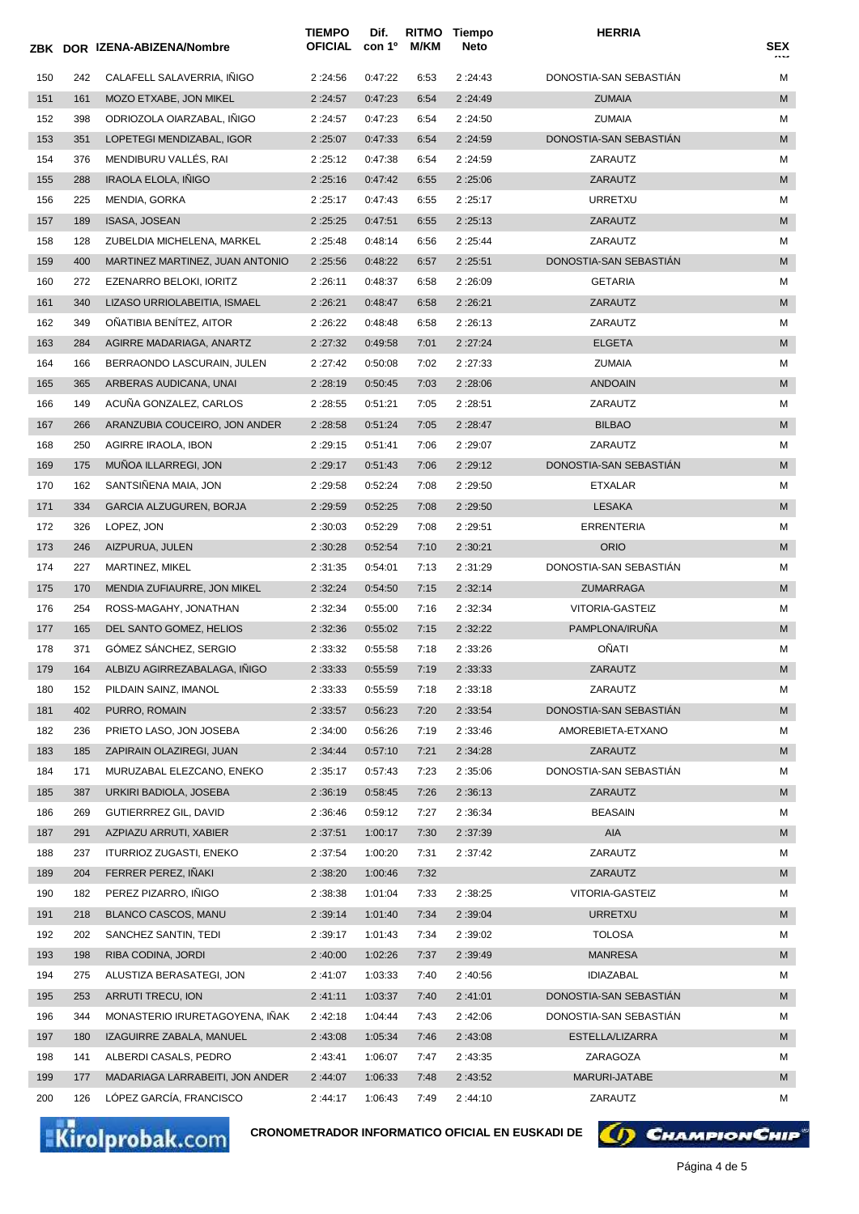| ZBK | DOR | IZENA-ABIZENA/Nombre | TIEMPO OFICIAL | Dif. con 1º | RITMO M/KM | Tiempo Neto | HERRIA | SEX |
|---|---|---|---|---|---|---|---|---|
| 150 | 242 | CALAFELL SALAVERRIA, IÑIGO | 2 :24:56 | 0:47:22 | 6:53 | 2 :24:43 | DONOSTIA-SAN SEBASTIÁN | M |
| 151 | 161 | MOZO ETXABE, JON MIKEL | 2 :24:57 | 0:47:23 | 6:54 | 2 :24:49 | ZUMAIA | M |
| 152 | 398 | ODRIOZOLA OIARZABAL, IÑIGO | 2 :24:57 | 0:47:23 | 6:54 | 2 :24:50 | ZUMAIA | M |
| 153 | 351 | LOPETEGI MENDIZABAL, IGOR | 2 :25:07 | 0:47:33 | 6:54 | 2 :24:59 | DONOSTIA-SAN SEBASTIÁN | M |
| 154 | 376 | MENDIBURU VALLÉS, RAI | 2 :25:12 | 0:47:38 | 6:54 | 2 :24:59 | ZARAUTZ | M |
| 155 | 288 | IRAOLA ELOLA, IÑIGO | 2 :25:16 | 0:47:42 | 6:55 | 2 :25:06 | ZARAUTZ | M |
| 156 | 225 | MENDIA, GORKA | 2 :25:17 | 0:47:43 | 6:55 | 2 :25:17 | URRETXU | M |
| 157 | 189 | ISASA, JOSEAN | 2 :25:25 | 0:47:51 | 6:55 | 2 :25:13 | ZARAUTZ | M |
| 158 | 128 | ZUBELDIA MICHELENA, MARKEL | 2 :25:48 | 0:48:14 | 6:56 | 2 :25:44 | ZARAUTZ | M |
| 159 | 400 | MARTINEZ MARTINEZ, JUAN ANTONIO | 2 :25:56 | 0:48:22 | 6:57 | 2 :25:51 | DONOSTIA-SAN SEBASTIÁN | M |
| 160 | 272 | EZENARRO BELOKI, IORITZ | 2 :26:11 | 0:48:37 | 6:58 | 2 :26:09 | GETARIA | M |
| 161 | 340 | LIZASO URRIOLABEITIA, ISMAEL | 2 :26:21 | 0:48:47 | 6:58 | 2 :26:21 | ZARAUTZ | M |
| 162 | 349 | OÑATIBIA BENÍTEZ, AITOR | 2 :26:22 | 0:48:48 | 6:58 | 2 :26:13 | ZARAUTZ | M |
| 163 | 284 | AGIRRE MADARIAGA, ANARTZ | 2 :27:32 | 0:49:58 | 7:01 | 2 :27:24 | ELGETA | M |
| 164 | 166 | BERRAONDO LASCURAIN, JULEN | 2 :27:42 | 0:50:08 | 7:02 | 2 :27:33 | ZUMAIA | M |
| 165 | 365 | ARBERAS AUDICANA, UNAI | 2 :28:19 | 0:50:45 | 7:03 | 2 :28:06 | ANDOAIN | M |
| 166 | 149 | ACUÑA GONZALEZ, CARLOS | 2 :28:55 | 0:51:21 | 7:05 | 2 :28:51 | ZARAUTZ | M |
| 167 | 266 | ARANZUBIA COUCEIRO, JON ANDER | 2 :28:58 | 0:51:24 | 7:05 | 2 :28:47 | BILBAO | M |
| 168 | 250 | AGIRRE IRAOLA, IBON | 2 :29:15 | 0:51:41 | 7:06 | 2 :29:07 | ZARAUTZ | M |
| 169 | 175 | MUÑOA ILLARREGI, JON | 2 :29:17 | 0:51:43 | 7:06 | 2 :29:12 | DONOSTIA-SAN SEBASTIÁN | M |
| 170 | 162 | SANTSIÑENA MAIA, JON | 2 :29:58 | 0:52:24 | 7:08 | 2 :29:50 | ETXALAR | M |
| 171 | 334 | GARCIA ALZUGUREN, BORJA | 2 :29:59 | 0:52:25 | 7:08 | 2 :29:50 | LESAKA | M |
| 172 | 326 | LOPEZ, JON | 2 :30:03 | 0:52:29 | 7:08 | 2 :29:51 | ERRENTERIA | M |
| 173 | 246 | AIZPURUA, JULEN | 2 :30:28 | 0:52:54 | 7:10 | 2 :30:21 | ORIO | M |
| 174 | 227 | MARTINEZ, MIKEL | 2 :31:35 | 0:54:01 | 7:13 | 2 :31:29 | DONOSTIA-SAN SEBASTIÁN | M |
| 175 | 170 | MENDIA ZUFIAURRE, JON MIKEL | 2 :32:24 | 0:54:50 | 7:15 | 2 :32:14 | ZUMARRAGA | M |
| 176 | 254 | ROSS-MAGAHY, JONATHAN | 2 :32:34 | 0:55:00 | 7:16 | 2 :32:34 | VITORIA-GASTEIZ | M |
| 177 | 165 | DEL SANTO GOMEZ, HELIOS | 2 :32:36 | 0:55:02 | 7:15 | 2 :32:22 | PAMPLONA/IRUÑA | M |
| 178 | 371 | GÓMEZ SÁNCHEZ, SERGIO | 2 :33:32 | 0:55:58 | 7:18 | 2 :33:26 | OÑATI | M |
| 179 | 164 | ALBIZU AGIRREZABALAGA, IÑIGO | 2 :33:33 | 0:55:59 | 7:19 | 2 :33:33 | ZARAUTZ | M |
| 180 | 152 | PILDAIN SAINZ, IMANOL | 2 :33:33 | 0:55:59 | 7:18 | 2 :33:18 | ZARAUTZ | M |
| 181 | 402 | PURRO, ROMAIN | 2 :33:57 | 0:56:23 | 7:20 | 2 :33:54 | DONOSTIA-SAN SEBASTIÁN | M |
| 182 | 236 | PRIETO LASO, JON JOSEBA | 2 :34:00 | 0:56:26 | 7:19 | 2 :33:46 | AMOREBIETA-ETXANO | M |
| 183 | 185 | ZAPIRAIN OLAZIREGI, JUAN | 2 :34:44 | 0:57:10 | 7:21 | 2 :34:28 | ZARAUTZ | M |
| 184 | 171 | MURUZABAL ELEZCANO, ENEKO | 2 :35:17 | 0:57:43 | 7:23 | 2 :35:06 | DONOSTIA-SAN SEBASTIÁN | M |
| 185 | 387 | URKIRI BADIOLA, JOSEBA | 2 :36:19 | 0:58:45 | 7:26 | 2 :36:13 | ZARAUTZ | M |
| 186 | 269 | GUTIERRREZ GIL, DAVID | 2 :36:46 | 0:59:12 | 7:27 | 2 :36:34 | BEASAIN | M |
| 187 | 291 | AZPIAZU ARRUTI, XABIER | 2 :37:51 | 1:00:17 | 7:30 | 2 :37:39 | AIA | M |
| 188 | 237 | ITURRIOZ ZUGASTI, ENEKO | 2 :37:54 | 1:00:20 | 7:31 | 2 :37:42 | ZARAUTZ | M |
| 189 | 204 | FERRER PEREZ, IÑAKI | 2 :38:20 | 1:00:46 | 7:32 | | ZARAUTZ | M |
| 190 | 182 | PEREZ PIZARRO, IÑIGO | 2 :38:38 | 1:01:04 | 7:33 | 2 :38:25 | VITORIA-GASTEIZ | M |
| 191 | 218 | BLANCO CASCOS, MANU | 2 :39:14 | 1:01:40 | 7:34 | 2 :39:04 | URRETXU | M |
| 192 | 202 | SANCHEZ SANTIN, TEDI | 2 :39:17 | 1:01:43 | 7:34 | 2 :39:02 | TOLOSA | M |
| 193 | 198 | RIBA CODINA, JORDI | 2 :40:00 | 1:02:26 | 7:37 | 2 :39:49 | MANRESA | M |
| 194 | 275 | ALUSTIZA BERASATEGI, JON | 2 :41:07 | 1:03:33 | 7:40 | 2 :40:56 | IDIAZABAL | M |
| 195 | 253 | ARRUTI TRECU, ION | 2 :41:11 | 1:03:37 | 7:40 | 2 :41:01 | DONOSTIA-SAN SEBASTIÁN | M |
| 196 | 344 | MONASTERIO IRURETAGOYENA, IÑAK | 2 :42:18 | 1:04:44 | 7:43 | 2 :42:06 | DONOSTIA-SAN SEBASTIÁN | M |
| 197 | 180 | IZAGUIRRE ZABALA, MANUEL | 2 :43:08 | 1:05:34 | 7:46 | 2 :43:08 | ESTELLA/LIZARRA | M |
| 198 | 141 | ALBERDI CASALS, PEDRO | 2 :43:41 | 1:06:07 | 7:47 | 2 :43:35 | ZARAGOZA | M |
| 199 | 177 | MADARIAGA LARRABEITI, JON ANDER | 2 :44:07 | 1:06:33 | 7:48 | 2 :43:52 | MARURI-JATABE | M |
| 200 | 126 | LÓPEZ GARCÍA, FRANCISCO | 2 :44:17 | 1:06:43 | 7:49 | 2 :44:10 | ZARAUTZ | M |

Kirolprobak.com — CRONOMETRADOR INFORMATICO OFICIAL EN EUSKADI DE CHAMPIONCHIP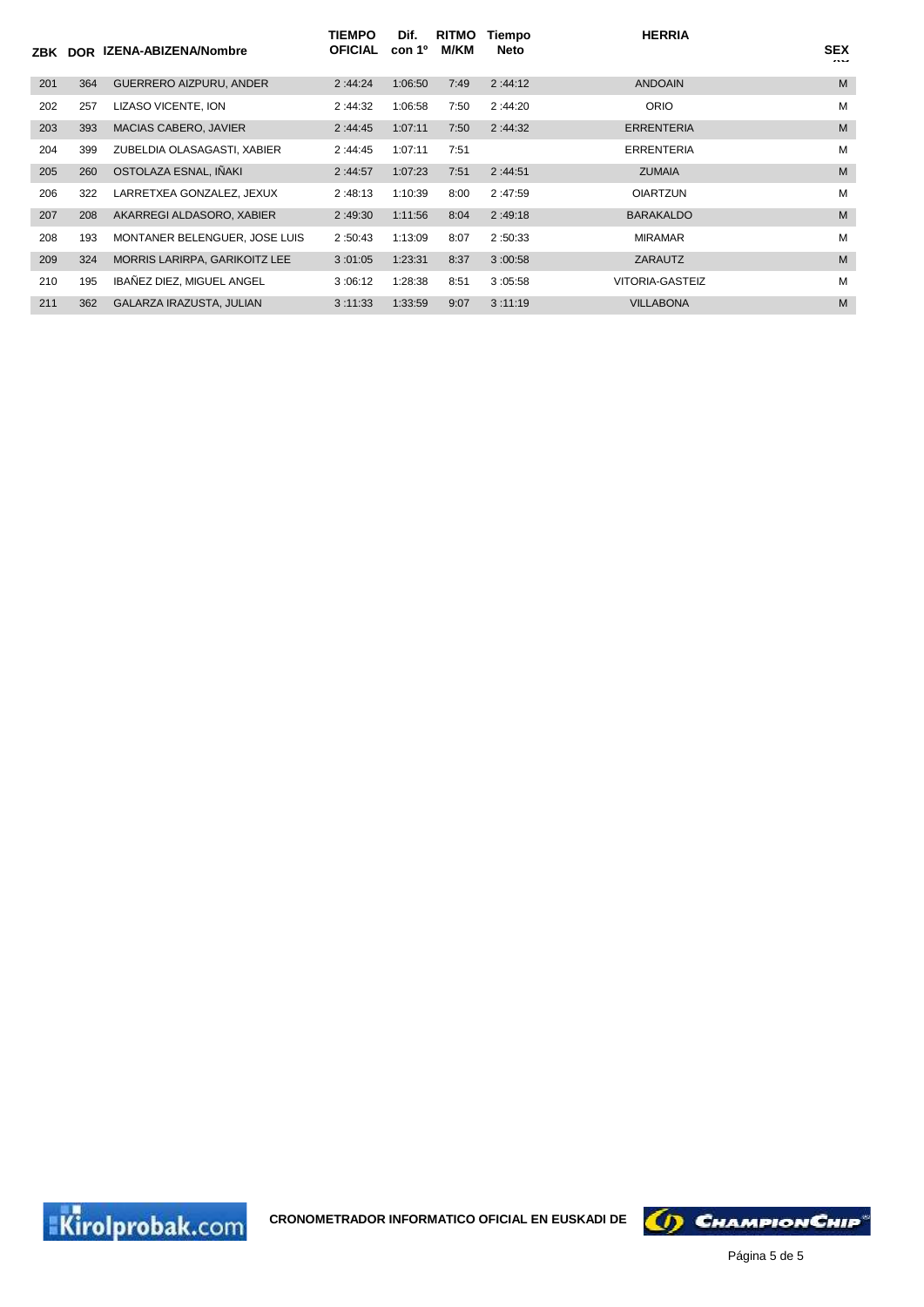| ZBK | DOR | IZENA-ABIZENA/Nombre | TIEMPO OFICIAL | Dif. con 1º | RITMO M/KM | Tiempo Neto | HERRIA | SEX |
|---|---|---|---|---|---|---|---|---|
| 201 | 364 | GUERRERO AIZPURU, ANDER | 2 :44:24 | 1:06:50 | 7:49 | 2 :44:12 | ANDOAIN | M |
| 202 | 257 | LIZASO VICENTE, ION | 2 :44:32 | 1:06:58 | 7:50 | 2 :44:20 | ORIO | M |
| 203 | 393 | MACIAS CABERO, JAVIER | 2 :44:45 | 1:07:11 | 7:50 | 2 :44:32 | ERRENTERIA | M |
| 204 | 399 | ZUBELDIA OLASAGASTI, XABIER | 2 :44:45 | 1:07:11 | 7:51 | | ERRENTERIA | M |
| 205 | 260 | OSTOLAZA ESNAL, IÑAKI | 2 :44:57 | 1:07:23 | 7:51 | 2 :44:51 | ZUMAIA | M |
| 206 | 322 | LARRETXEA GONZALEZ, JEXUX | 2 :48:13 | 1:10:39 | 8:00 | 2 :47:59 | OIARTZUN | M |
| 207 | 208 | AKARREGI ALDASORO, XABIER | 2 :49:30 | 1:11:56 | 8:04 | 2 :49:18 | BARAKALDO | M |
| 208 | 193 | MONTANER BELENGUER, JOSE LUIS | 2 :50:43 | 1:13:09 | 8:07 | 2 :50:33 | MIRAMAR | M |
| 209 | 324 | MORRIS LARIRPA, GARIKOITZ LEE | 3 :01:05 | 1:23:31 | 8:37 | 3 :00:58 | ZARAUTZ | M |
| 210 | 195 | IBAÑEZ DIEZ, MIGUEL ANGEL | 3 :06:12 | 1:28:38 | 8:51 | 3 :05:58 | VITORIA-GASTEIZ | M |
| 211 | 362 | GALARZA IRAZUSTA, JULIAN | 3 :11:33 | 1:33:59 | 9:07 | 3 :11:19 | VILLABONA | M |

Kirolprobak.com CRONOMETRADOR INFORMATICO OFICIAL EN EUSKADI DE ChampionChip